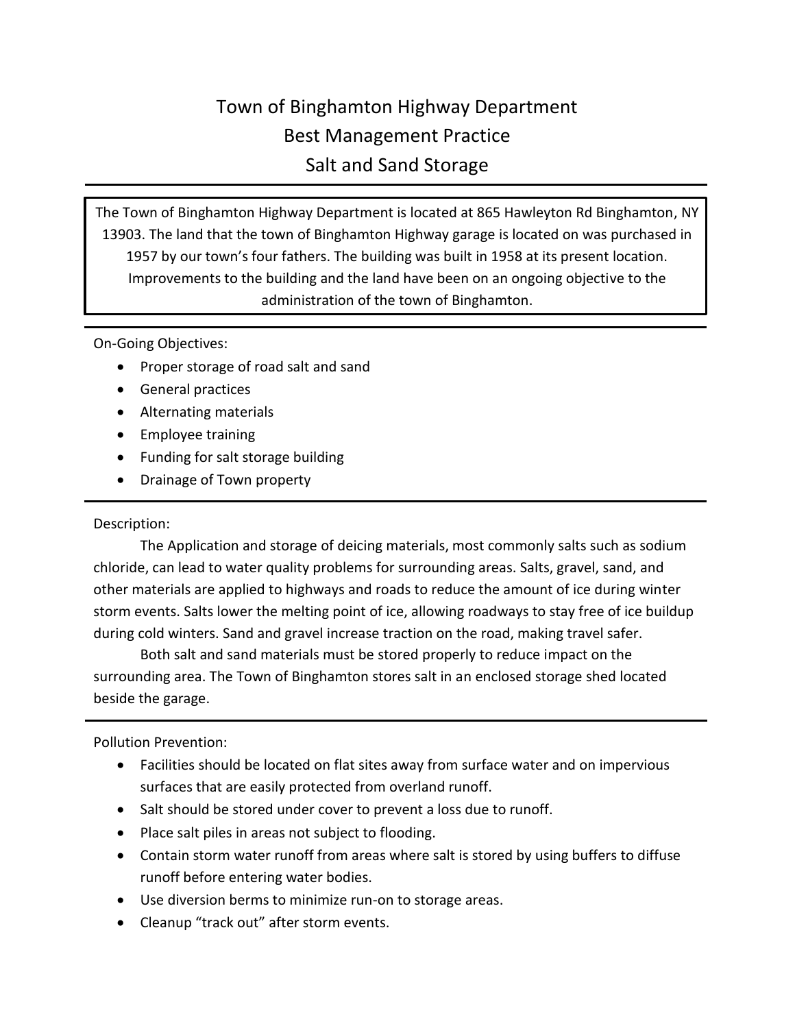# Town of Binghamton Highway Department
# Best Management Practice
# Salt and Sand Storage

---

The Town of Binghamton Highway Department is located at 865 Hawleyton Rd Binghamton, NY 13903. The land that the town of Binghamton Highway garage is located on was purchased in 1957 by our town's four fathers. The building was built in 1958 at its present location. Improvements to the building and the land have been on an ongoing objective to the administration of the town of Binghamton.

---

On-Going Objectives:

- Proper storage of road salt and sand
- General practices
- Alternating materials
- Employee training
- Funding for salt storage building
- Drainage of Town property

---

Description:

The Application and storage of deicing materials, most commonly salts such as sodium chloride, can lead to water quality problems for surrounding areas. Salts, gravel, sand, and other materials are applied to highways and roads to reduce the amount of ice during winter storm events. Salts lower the melting point of ice, allowing roadways to stay free of ice buildup during cold winters. Sand and gravel increase traction on the road, making travel safer.

Both salt and sand materials must be stored properly to reduce impact on the surrounding area. The Town of Binghamton stores salt in an enclosed storage shed located beside the garage.

---

Pollution Prevention:

- Facilities should be located on flat sites away from surface water and on impervious surfaces that are easily protected from overland runoff.
- Salt should be stored under cover to prevent a loss due to runoff.
- Place salt piles in areas not subject to flooding.
- Contain storm water runoff from areas where salt is stored by using buffers to diffuse runoff before entering water bodies.
- Use diversion berms to minimize run-on to storage areas.
- Cleanup "track out" after storm events.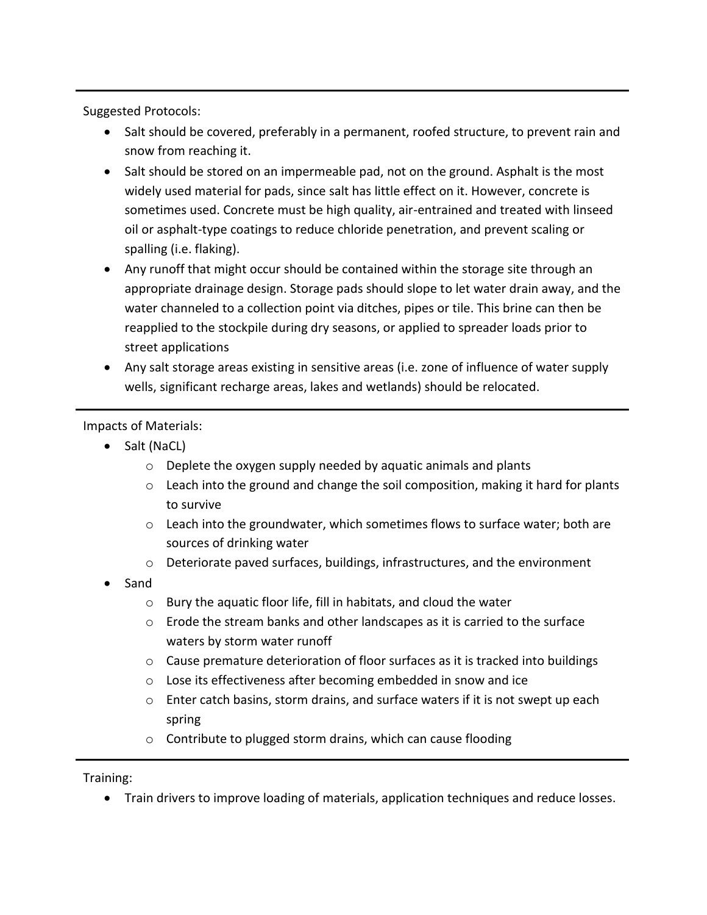---

Suggested Protocols:

- Salt should be covered, preferably in a permanent, roofed structure, to prevent rain and snow from reaching it.
- Salt should be stored on an impermeable pad, not on the ground. Asphalt is the most widely used material for pads, since salt has little effect on it. However, concrete is sometimes used. Concrete must be high quality, air-entrained and treated with linseed oil or asphalt-type coatings to reduce chloride penetration, and prevent scaling or spalling (i.e. flaking).
- Any runoff that might occur should be contained within the storage site through an appropriate drainage design. Storage pads should slope to let water drain away, and the water channeled to a collection point via ditches, pipes or tile. This brine can then be reapplied to the stockpile during dry seasons, or applied to spreader loads prior to street applications
- Any salt storage areas existing in sensitive areas (i.e. zone of influence of water supply wells, significant recharge areas, lakes and wetlands) should be relocated.

---

Impacts of Materials:

- Salt (NaCL)
  - Deplete the oxygen supply needed by aquatic animals and plants
  - Leach into the ground and change the soil composition, making it hard for plants to survive
  - Leach into the groundwater, which sometimes flows to surface water; both are sources of drinking water
  - Deteriorate paved surfaces, buildings, infrastructures, and the environment
- Sand
  - Bury the aquatic floor life, fill in habitats, and cloud the water
  - Erode the stream banks and other landscapes as it is carried to the surface waters by storm water runoff
  - Cause premature deterioration of floor surfaces as it is tracked into buildings
  - Lose its effectiveness after becoming embedded in snow and ice
  - Enter catch basins, storm drains, and surface waters if it is not swept up each spring
  - Contribute to plugged storm drains, which can cause flooding

---

Training:

- Train drivers to improve loading of materials, application techniques and reduce losses.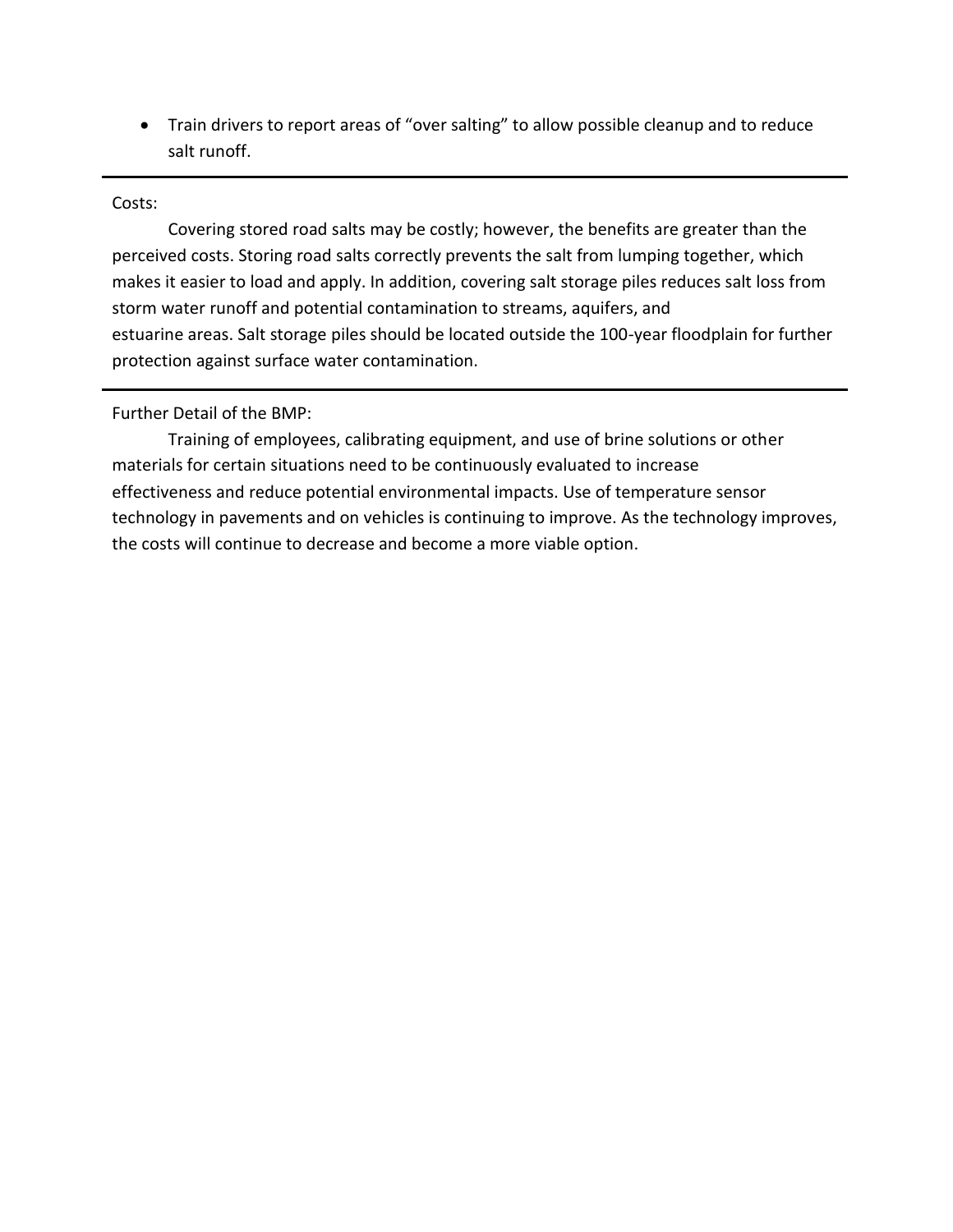- Train drivers to report areas of "over salting" to allow possible cleanup and to reduce salt runoff.

---

Costs:

Covering stored road salts may be costly; however, the benefits are greater than the perceived costs. Storing road salts correctly prevents the salt from lumping together, which makes it easier to load and apply. In addition, covering salt storage piles reduces salt loss from storm water runoff and potential contamination to streams, aquifers, and estuarine areas. Salt storage piles should be located outside the 100-year floodplain for further protection against surface water contamination.

---

Further Detail of the BMP:

Training of employees, calibrating equipment, and use of brine solutions or other materials for certain situations need to be continuously evaluated to increase effectiveness and reduce potential environmental impacts. Use of temperature sensor technology in pavements and on vehicles is continuing to improve. As the technology improves, the costs will continue to decrease and become a more viable option.